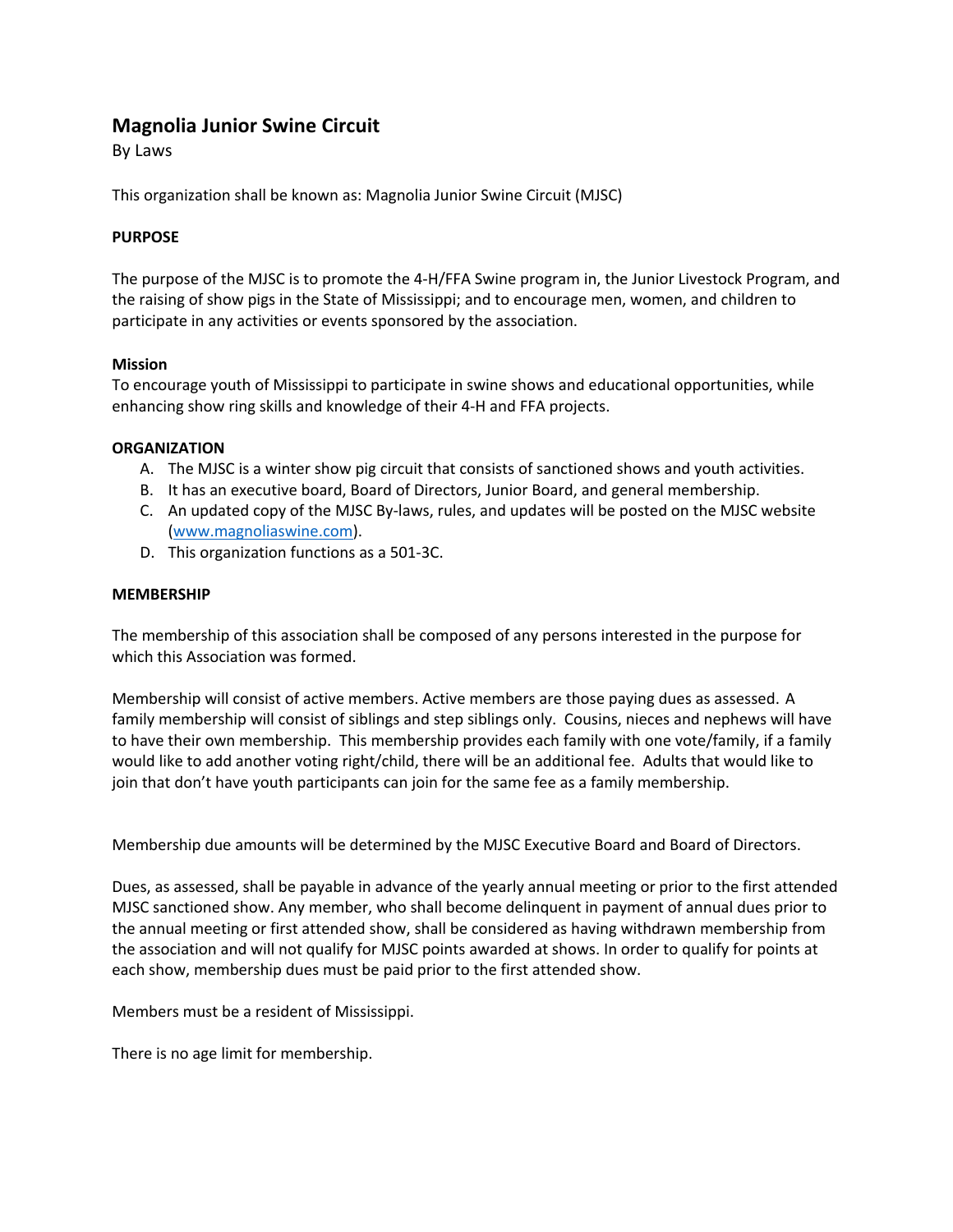# Magnolia Junior Swine Circuit

By Laws

This organization shall be known as: Magnolia Junior Swine Circuit (MJSC)

**PURPOSE**

The purpose of the MJSC is to promote the 4-H/FFA Swine program in, the Junior Livestock Program, and the raising of show pigs in the State of Mississippi; and to encourage men, women, and children to participate in any activities or events sponsored by the association.

**Mission**

To encourage youth of Mississippi to participate in swine shows and educational opportunities, while enhancing show ring skills and knowledge of their 4-H and FFA projects.

**ORGANIZATION**

A. The MJSC is a winter show pig circuit that consists of sanctioned shows and youth activities.
B. It has an executive board, Board of Directors, Junior Board, and general membership.
C. An updated copy of the MJSC By-laws, rules, and updates will be posted on the MJSC website (www.magnoliaswine.com).
D. This organization functions as a 501-3C.

**MEMBERSHIP**

The membership of this association shall be composed of any persons interested in the purpose for which this Association was formed.

Membership will consist of active members. Active members are those paying dues as assessed. A family membership will consist of siblings and step siblings only. Cousins, nieces and nephews will have to have their own membership. This membership provides each family with one vote/family, if a family would like to add another voting right/child, there will be an additional fee. Adults that would like to join that don't have youth participants can join for the same fee as a family membership.

Membership due amounts will be determined by the MJSC Executive Board and Board of Directors.

Dues, as assessed, shall be payable in advance of the yearly annual meeting or prior to the first attended MJSC sanctioned show. Any member, who shall become delinquent in payment of annual dues prior to the annual meeting or first attended show, shall be considered as having withdrawn membership from the association and will not qualify for MJSC points awarded at shows. In order to qualify for points at each show, membership dues must be paid prior to the first attended show.

Members must be a resident of Mississippi.

There is no age limit for membership.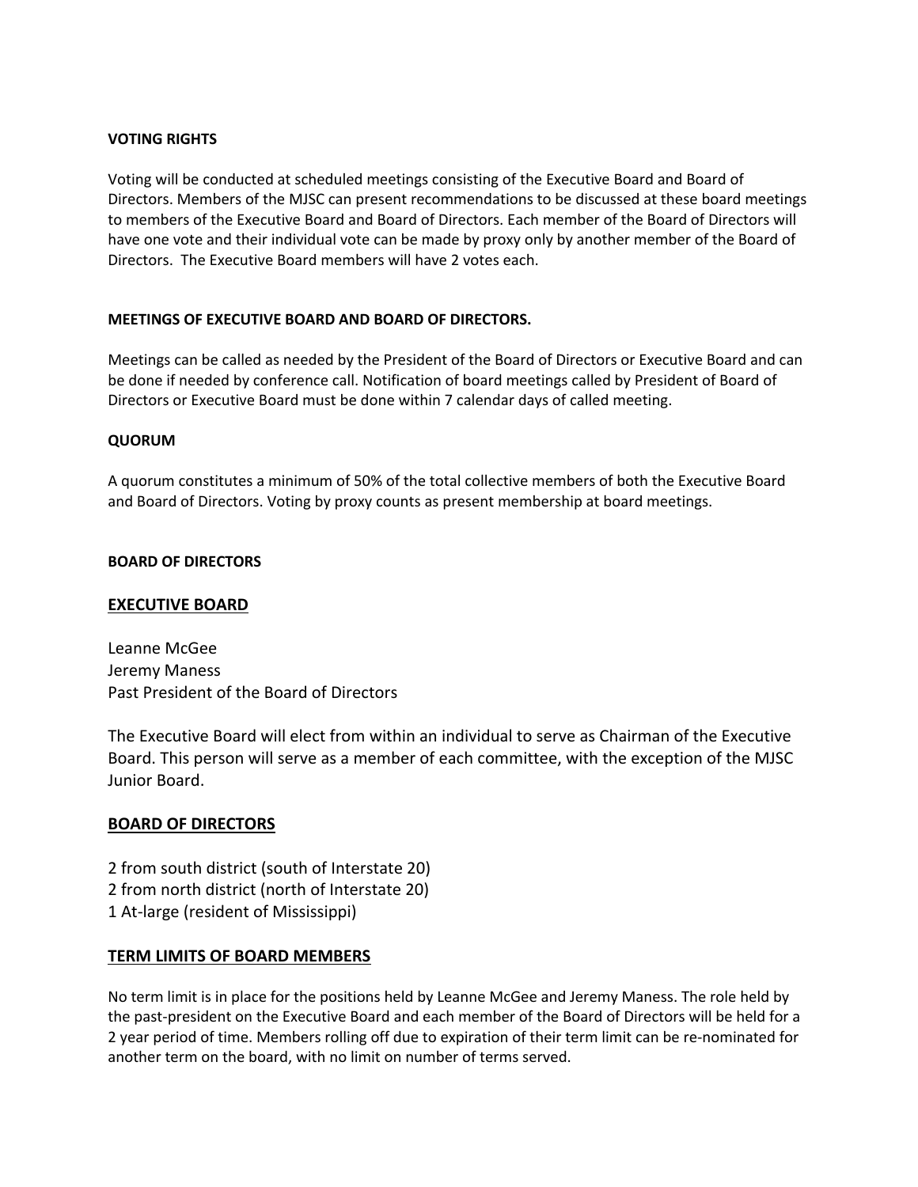**VOTING RIGHTS**

Voting will be conducted at scheduled meetings consisting of the Executive Board and Board of Directors. Members of the MJSC can present recommendations to be discussed at these board meetings to members of the Executive Board and Board of Directors. Each member of the Board of Directors will have one vote and their individual vote can be made by proxy only by another member of the Board of Directors. The Executive Board members will have 2 votes each.

**MEETINGS OF EXECUTIVE BOARD AND BOARD OF DIRECTORS.**

Meetings can be called as needed by the President of the Board of Directors or Executive Board and can be done if needed by conference call. Notification of board meetings called by President of Board of Directors or Executive Board must be done within 7 calendar days of called meeting.

**QUORUM**

A quorum constitutes a minimum of 50% of the total collective members of both the Executive Board and Board of Directors. Voting by proxy counts as present membership at board meetings.

**BOARD OF DIRECTORS**

**EXECUTIVE BOARD**

Leanne McGee
Jeremy Maness
Past President of the Board of Directors

The Executive Board will elect from within an individual to serve as Chairman of the Executive Board. This person will serve as a member of each committee, with the exception of the MJSC Junior Board.

**BOARD OF DIRECTORS**

2 from south district (south of Interstate 20)
2 from north district (north of Interstate 20)
1 At-large (resident of Mississippi)

**TERM LIMITS OF BOARD MEMBERS**

No term limit is in place for the positions held by Leanne McGee and Jeremy Maness. The role held by the past-president on the Executive Board and each member of the Board of Directors will be held for a 2 year period of time. Members rolling off due to expiration of their term limit can be re-nominated for another term on the board, with no limit on number of terms served.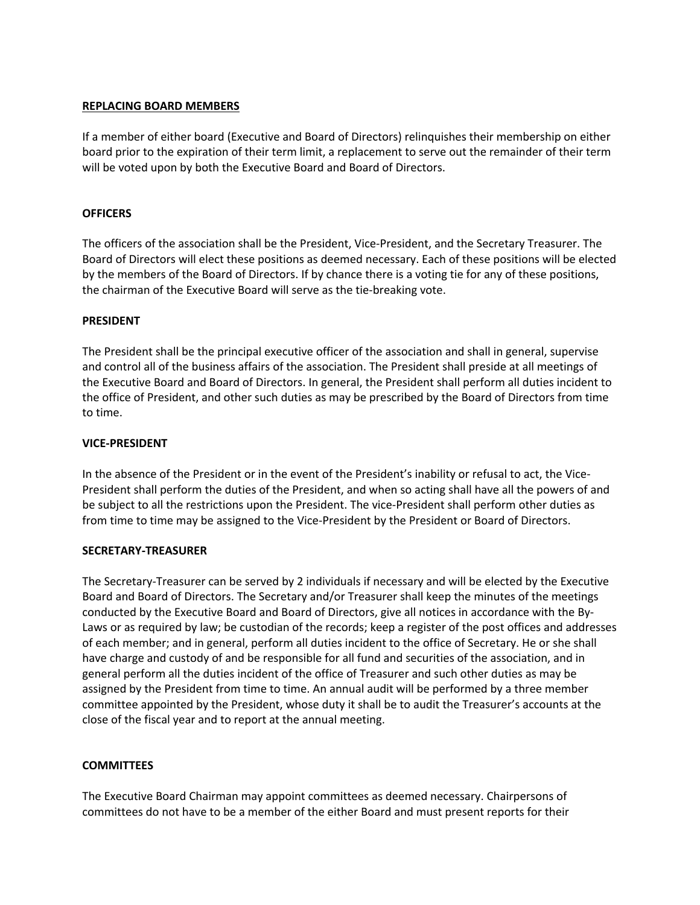## REPLACING BOARD MEMBERS

If a member of either board (Executive and Board of Directors) relinquishes their membership on either board prior to the expiration of their term limit, a replacement to serve out the remainder of their term will be voted upon by both the Executive Board and Board of Directors.

### OFFICERS

The officers of the association shall be the President, Vice-President, and the Secretary Treasurer. The Board of Directors will elect these positions as deemed necessary. Each of these positions will be elected by the members of the Board of Directors. If by chance there is a voting tie for any of these positions, the chairman of the Executive Board will serve as the tie-breaking vote.

### PRESIDENT

The President shall be the principal executive officer of the association and shall in general, supervise and control all of the business affairs of the association. The President shall preside at all meetings of the Executive Board and Board of Directors. In general, the President shall perform all duties incident to the office of President, and other such duties as may be prescribed by the Board of Directors from time to time.

### VICE-PRESIDENT

In the absence of the President or in the event of the President's inability or refusal to act, the Vice-President shall perform the duties of the President, and when so acting shall have all the powers of and be subject to all the restrictions upon the President. The vice-President shall perform other duties as from time to time may be assigned to the Vice-President by the President or Board of Directors.

### SECRETARY-TREASURER

The Secretary-Treasurer can be served by 2 individuals if necessary and will be elected by the Executive Board and Board of Directors. The Secretary and/or Treasurer shall keep the minutes of the meetings conducted by the Executive Board and Board of Directors, give all notices in accordance with the By-Laws or as required by law; be custodian of the records; keep a register of the post offices and addresses of each member; and in general, perform all duties incident to the office of Secretary. He or she shall have charge and custody of and be responsible for all fund and securities of the association, and in general perform all the duties incident of the office of Treasurer and such other duties as may be assigned by the President from time to time. An annual audit will be performed by a three member committee appointed by the President, whose duty it shall be to audit the Treasurer's accounts at the close of the fiscal year and to report at the annual meeting.

### COMMITTEES

The Executive Board Chairman may appoint committees as deemed necessary. Chairpersons of committees do not have to be a member of the either Board and must present reports for their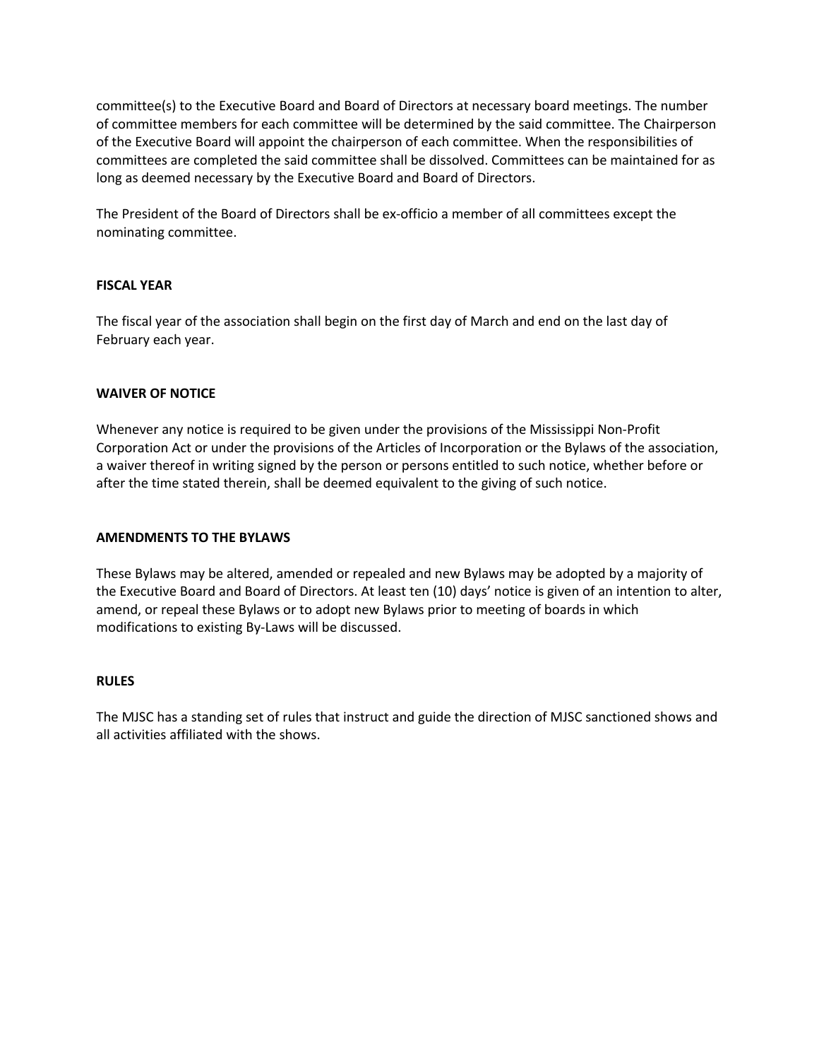committee(s) to the Executive Board and Board of Directors at necessary board meetings. The number of committee members for each committee will be determined by the said committee. The Chairperson of the Executive Board will appoint the chairperson of each committee. When the responsibilities of committees are completed the said committee shall be dissolved. Committees can be maintained for as long as deemed necessary by the Executive Board and Board of Directors.

The President of the Board of Directors shall be ex-officio a member of all committees except the nominating committee.

**FISCAL YEAR**

The fiscal year of the association shall begin on the first day of March and end on the last day of February each year.

**WAIVER OF NOTICE**

Whenever any notice is required to be given under the provisions of the Mississippi Non-Profit Corporation Act or under the provisions of the Articles of Incorporation or the Bylaws of the association, a waiver thereof in writing signed by the person or persons entitled to such notice, whether before or after the time stated therein, shall be deemed equivalent to the giving of such notice.

**AMENDMENTS TO THE BYLAWS**

These Bylaws may be altered, amended or repealed and new Bylaws may be adopted by a majority of the Executive Board and Board of Directors. At least ten (10) days' notice is given of an intention to alter, amend, or repeal these Bylaws or to adopt new Bylaws prior to meeting of boards in which modifications to existing By-Laws will be discussed.

**RULES**

The MJSC has a standing set of rules that instruct and guide the direction of MJSC sanctioned shows and all activities affiliated with the shows.